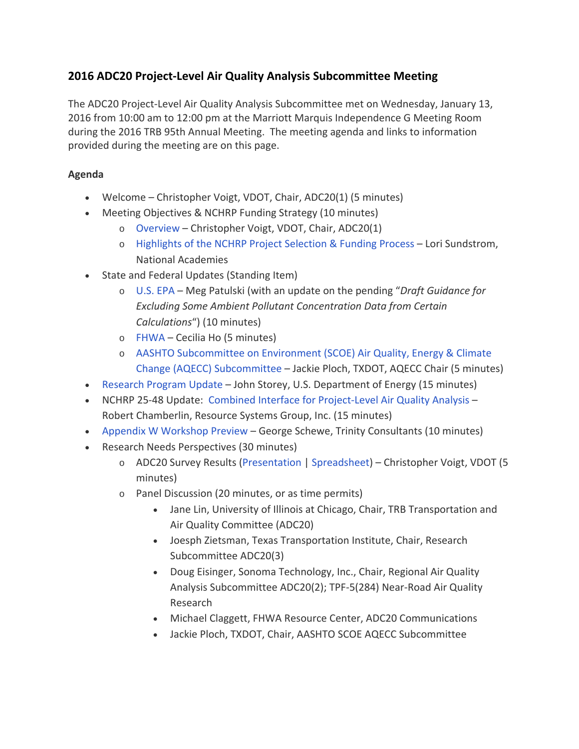## 2016 ADC20 Project-Level Air Quality Analysis Subcommittee Meeting

The ADC20 Project-Level Air Quality Analysis Subcommittee met on Wednesday, January 13, 2016 from 10:00 am to 12:00 pm at the Marriott Marquis Independence G Meeting Room during the 2016 TRB 95th Annual Meeting. The meeting agenda and links to information provided during the meeting are on this page.

**Agenda**

- Welcome – Christopher Voigt, VDOT, Chair, ADC20(1) (5 minutes)
- Meeting Objectives & NCHRP Funding Strategy (10 minutes)
  - Overview – Christopher Voigt, VDOT, Chair, ADC20(1)
  - Highlights of the NCHRP Project Selection & Funding Process – Lori Sundstrom, National Academies
- State and Federal Updates (Standing Item)
  - U.S. EPA – Meg Patulski (with an update on the pending "*Draft Guidance for Excluding Some Ambient Pollutant Concentration Data from Certain Calculations*") (10 minutes)
  - FHWA – Cecilia Ho (5 minutes)
  - AASHTO Subcommittee on Environment (SCOE) Air Quality, Energy & Climate Change (AQECC) Subcommittee – Jackie Ploch, TXDOT, AQECC Chair (5 minutes)
- Research Program Update – John Storey, U.S. Department of Energy (15 minutes)
- NCHRP 25-48 Update: Combined Interface for Project-Level Air Quality Analysis – Robert Chamberlin, Resource Systems Group, Inc. (15 minutes)
- Appendix W Workshop Preview – George Schewe, Trinity Consultants (10 minutes)
- Research Needs Perspectives (30 minutes)
  - ADC20 Survey Results (Presentation | Spreadsheet) – Christopher Voigt, VDOT (5 minutes)
  - Panel Discussion (20 minutes, or as time permits)
    - Jane Lin, University of Illinois at Chicago, Chair, TRB Transportation and Air Quality Committee (ADC20)
    - Joesph Zietsman, Texas Transportation Institute, Chair, Research Subcommittee ADC20(3)
    - Doug Eisinger, Sonoma Technology, Inc., Chair, Regional Air Quality Analysis Subcommittee ADC20(2); TPF-5(284) Near-Road Air Quality Research
    - Michael Claggett, FHWA Resource Center, ADC20 Communications
    - Jackie Ploch, TXDOT, Chair, AASHTO SCOE AQECC Subcommittee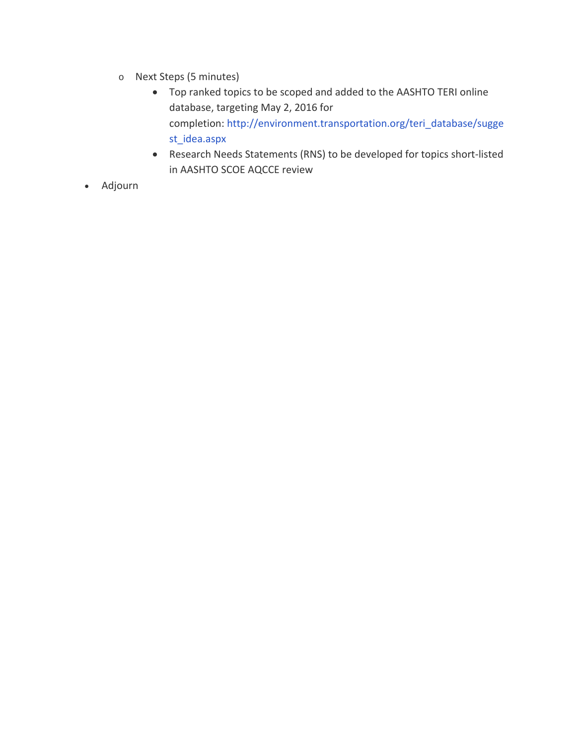- Next Steps (5 minutes)
    - Top ranked topics to be scoped and added to the AASHTO TERI online database, targeting May 2, 2016 for completion: http://environment.transportation.org/teri_database/suggest_idea.aspx
    - Research Needs Statements (RNS) to be developed for topics short-listed in AASHTO SCOE AQCCE review
- Adjourn